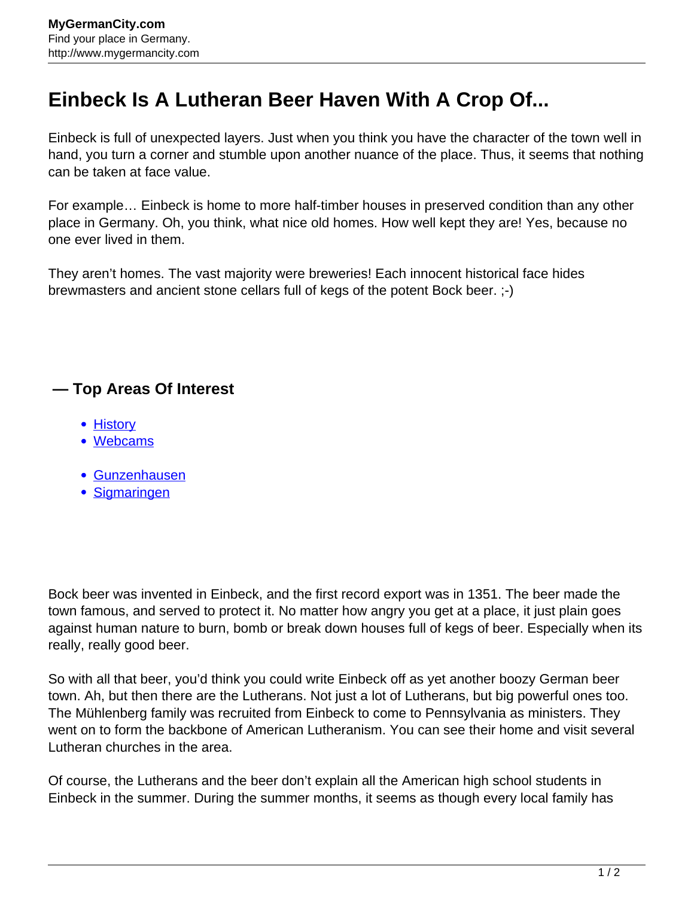# Einbeck Is A Lutheran Beer Haven With A Crop Of...

Einbeck is full of unexpected layers. Just when you think you have the character of the town well in hand, you turn a corner and stumble upon another nuance of the place. Thus, it seems that nothing can be taken at face value.

For example… Einbeck is home to more half-timber houses in preserved condition than any other place in Germany. Oh, you think, what nice old homes. How well kept they are! Yes, because no one ever lived in them.

They aren't homes. The vast majority were breweries! Each innocent historical face hides brewmasters and ancient stone cellars full of kegs of the potent Bock beer. ;-)

## — Top Areas Of Interest

- History
- Webcams

- Gunzenhausen
- Sigmaringen

Bock beer was invented in Einbeck, and the first record export was in 1351. The beer made the town famous, and served to protect it. No matter how angry you get at a place, it just plain goes against human nature to burn, bomb or break down houses full of kegs of beer. Especially when its really, really good beer.

So with all that beer, you'd think you could write Einbeck off as yet another boozy German beer town. Ah, but then there are the Lutherans. Not just a lot of Lutherans, but big powerful ones too. The Mühlenberg family was recruited from Einbeck to come to Pennsylvania as ministers. They went on to form the backbone of American Lutheranism. You can see their home and visit several Lutheran churches in the area.

Of course, the Lutherans and the beer don't explain all the American high school students in Einbeck in the summer. During the summer months, it seems as though every local family has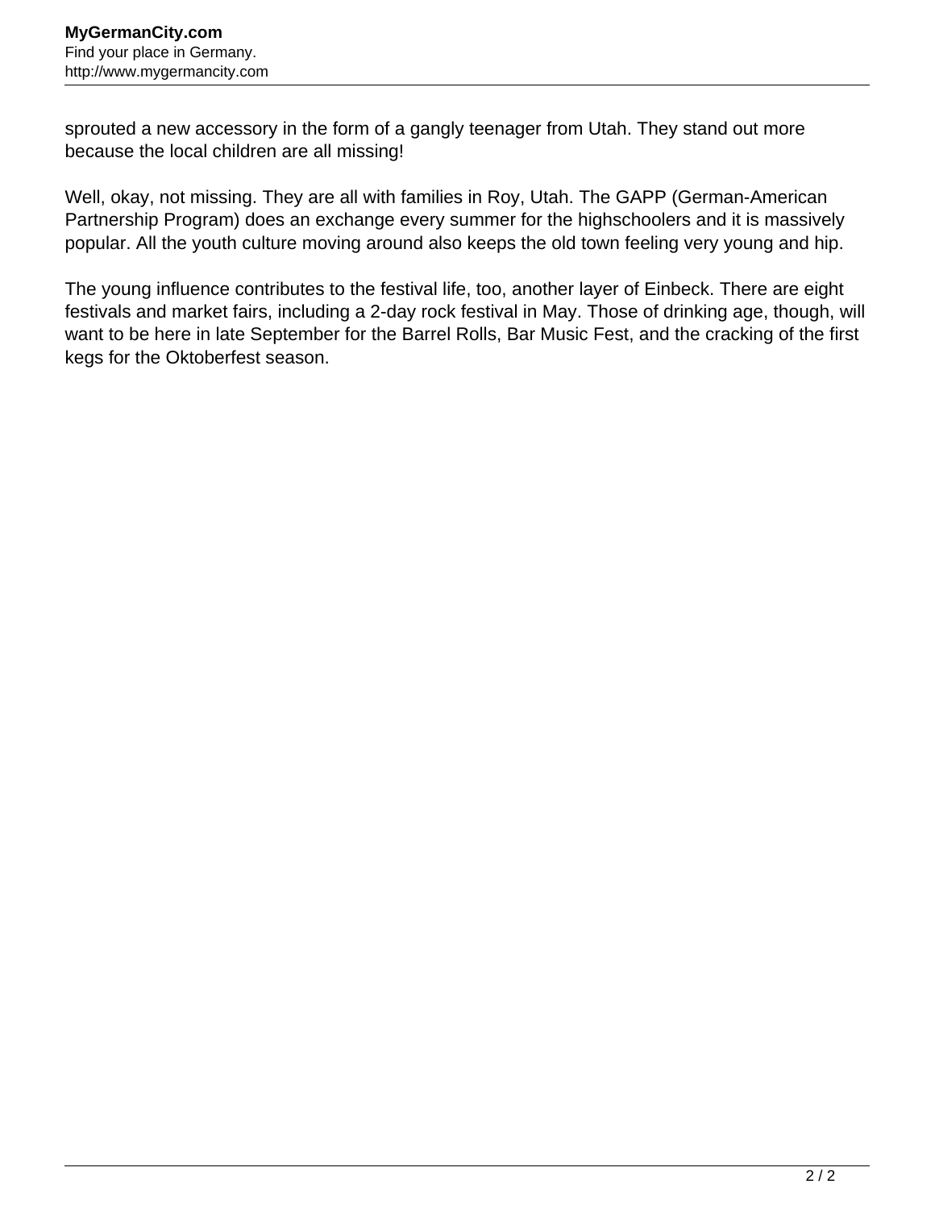sprouted a new accessory in the form of a gangly teenager from Utah. They stand out more because the local children are all missing!

Well, okay, not missing. They are all with families in Roy, Utah. The GAPP (German-American Partnership Program) does an exchange every summer for the highschoolers and it is massively popular. All the youth culture moving around also keeps the old town feeling very young and hip.

The young influence contributes to the festival life, too, another layer of Einbeck. There are eight festivals and market fairs, including a 2-day rock festival in May. Those of drinking age, though, will want to be here in late September for the Barrel Rolls, Bar Music Fest, and the cracking of the first kegs for the Oktoberfest season.